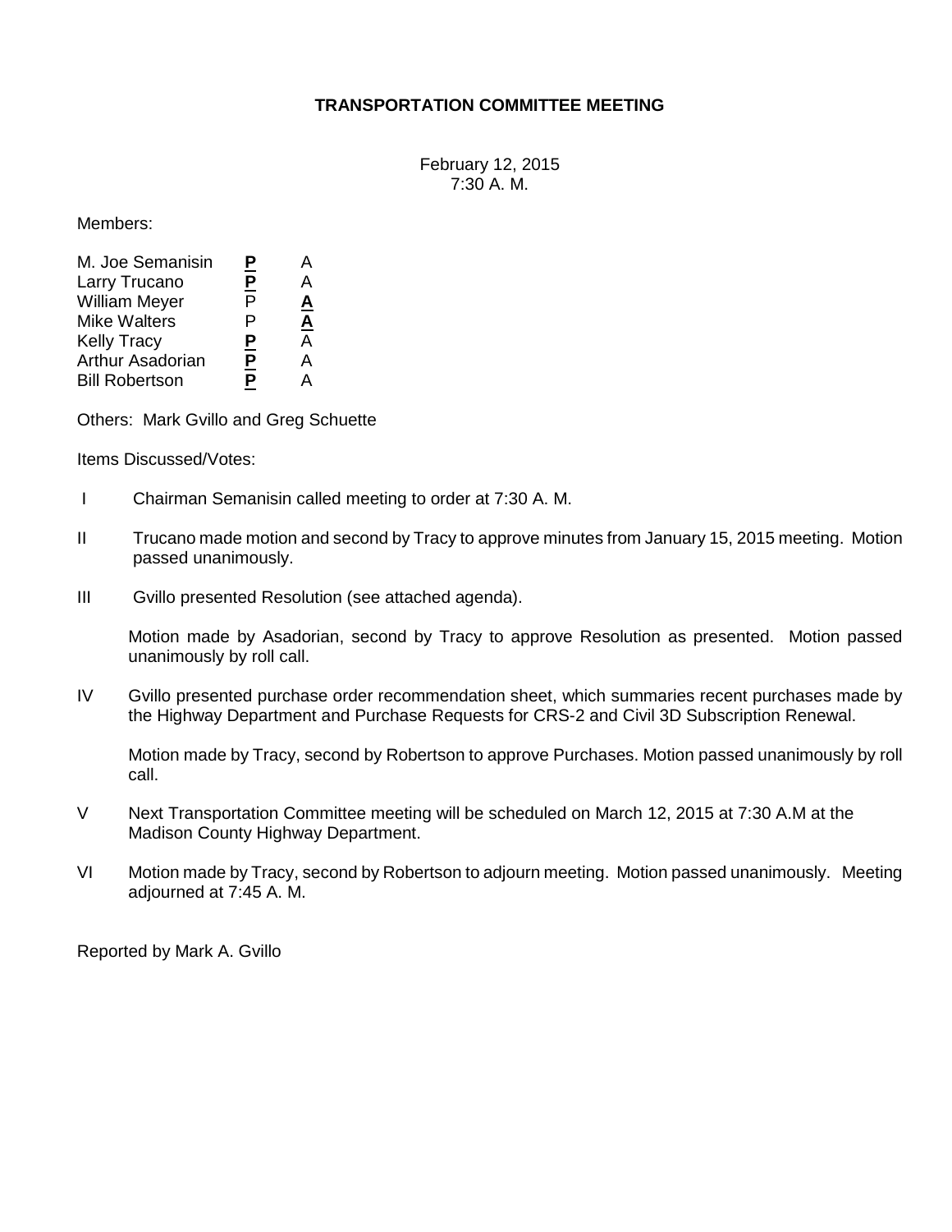**TRANSPORTATION COMMITTEE MEETING**

February 12, 2015
7:30 A. M.

Members:

| | | |
|---|---|---|
| M. Joe Semanisin | **P** | A |
| Larry Trucano | **P** | A |
| William Meyer | P | **A** |
| Mike Walters | P | **A** |
| Kelly Tracy | **P** | A |
| Arthur Asadorian | **P** | A |
| Bill Robertson | **P** | A |

Others: Mark Gvillo and Greg Schuette

Items Discussed/Votes:

I Chairman Semanisin called meeting to order at 7:30 A. M.

II Trucano made motion and second by Tracy to approve minutes from January 15, 2015 meeting. Motion passed unanimously.

III Gvillo presented Resolution (see attached agenda).

Motion made by Asadorian, second by Tracy to approve Resolution as presented. Motion passed unanimously by roll call.

IV Gvillo presented purchase order recommendation sheet, which summaries recent purchases made by the Highway Department and Purchase Requests for CRS-2 and Civil 3D Subscription Renewal.

Motion made by Tracy, second by Robertson to approve Purchases. Motion passed unanimously by roll call.

V Next Transportation Committee meeting will be scheduled on March 12, 2015 at 7:30 A.M at the Madison County Highway Department.

VI Motion made by Tracy, second by Robertson to adjourn meeting. Motion passed unanimously. Meeting adjourned at 7:45 A. M.

Reported by Mark A. Gvillo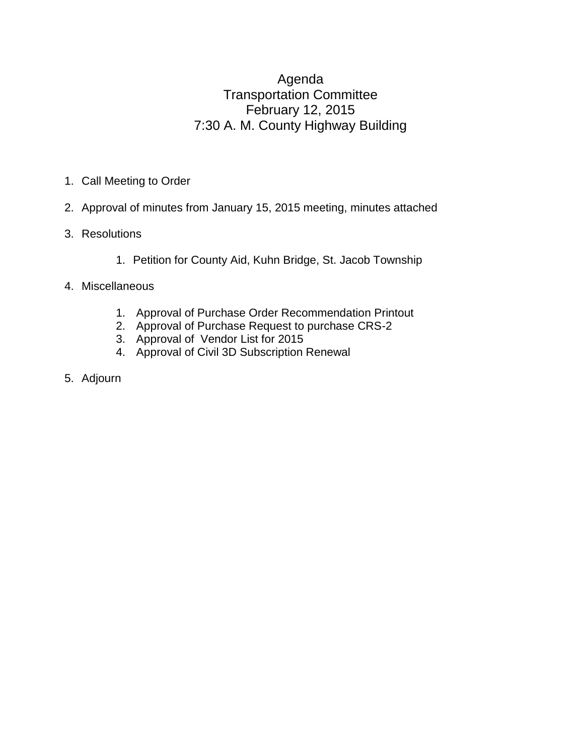# Agenda
## Transportation Committee
## February 12, 2015
## 7:30 A. M. County Highway Building

1. Call Meeting to Order

2. Approval of minutes from January 15, 2015 meeting, minutes attached

3. Resolutions

    1. Petition for County Aid, Kuhn Bridge, St. Jacob Township

4. Miscellaneous

    1. Approval of Purchase Order Recommendation Printout
    2. Approval of Purchase Request to purchase CRS-2
    3. Approval of Vendor List for 2015
    4. Approval of Civil 3D Subscription Renewal

5. Adjourn